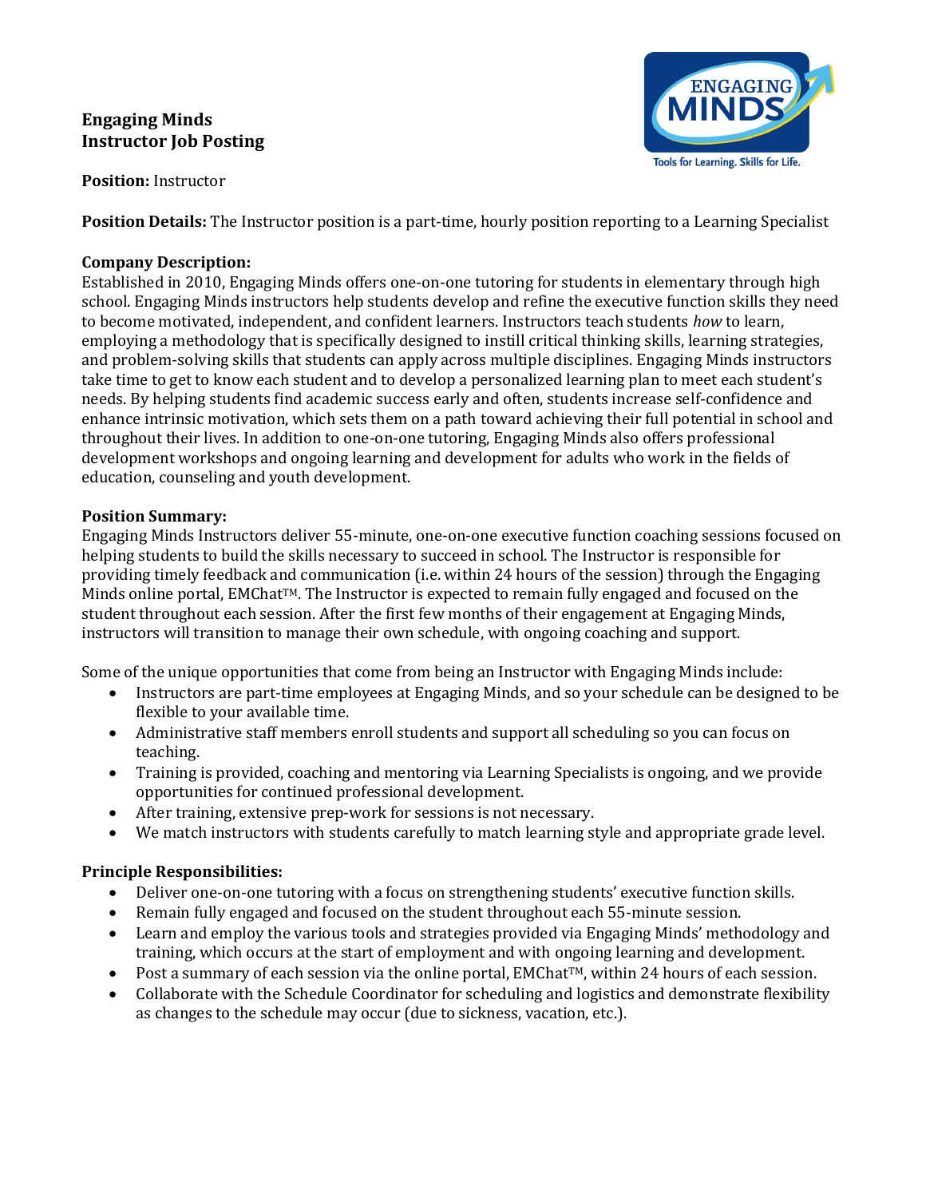# Engaging Minds
# Instructor Job Posting

**Position:** Instructor

**Position Details:** The Instructor position is a part-time, hourly position reporting to a Learning Specialist

**Company Description:**
Established in 2010, Engaging Minds offers one-on-one tutoring for students in elementary through high school. Engaging Minds instructors help students develop and refine the executive function skills they need to become motivated, independent, and confident learners. Instructors teach students *how* to learn, employing a methodology that is specifically designed to instill critical thinking skills, learning strategies, and problem-solving skills that students can apply across multiple disciplines. Engaging Minds instructors take time to get to know each student and to develop a personalized learning plan to meet each student's needs. By helping students find academic success early and often, students increase self-confidence and enhance intrinsic motivation, which sets them on a path toward achieving their full potential in school and throughout their lives. In addition to one-on-one tutoring, Engaging Minds also offers professional development workshops and ongoing learning and development for adults who work in the fields of education, counseling and youth development.

**Position Summary:**
Engaging Minds Instructors deliver 55-minute, one-on-one executive function coaching sessions focused on helping students to build the skills necessary to succeed in school. The Instructor is responsible for providing timely feedback and communication (i.e. within 24 hours of the session) through the Engaging Minds online portal, EMChat™. The Instructor is expected to remain fully engaged and focused on the student throughout each session. After the first few months of their engagement at Engaging Minds, instructors will transition to manage their own schedule, with ongoing coaching and support.

Some of the unique opportunities that come from being an Instructor with Engaging Minds include:

- Instructors are part-time employees at Engaging Minds, and so your schedule can be designed to be flexible to your available time.
- Administrative staff members enroll students and support all scheduling so you can focus on teaching.
- Training is provided, coaching and mentoring via Learning Specialists is ongoing, and we provide opportunities for continued professional development.
- After training, extensive prep-work for sessions is not necessary.
- We match instructors with students carefully to match learning style and appropriate grade level.

**Principle Responsibilities:**

- Deliver one-on-one tutoring with a focus on strengthening students' executive function skills.
- Remain fully engaged and focused on the student throughout each 55-minute session.
- Learn and employ the various tools and strategies provided via Engaging Minds' methodology and training, which occurs at the start of employment and with ongoing learning and development.
- Post a summary of each session via the online portal, EMChat™, within 24 hours of each session.
- Collaborate with the Schedule Coordinator for scheduling and logistics and demonstrate flexibility as changes to the schedule may occur (due to sickness, vacation, etc.).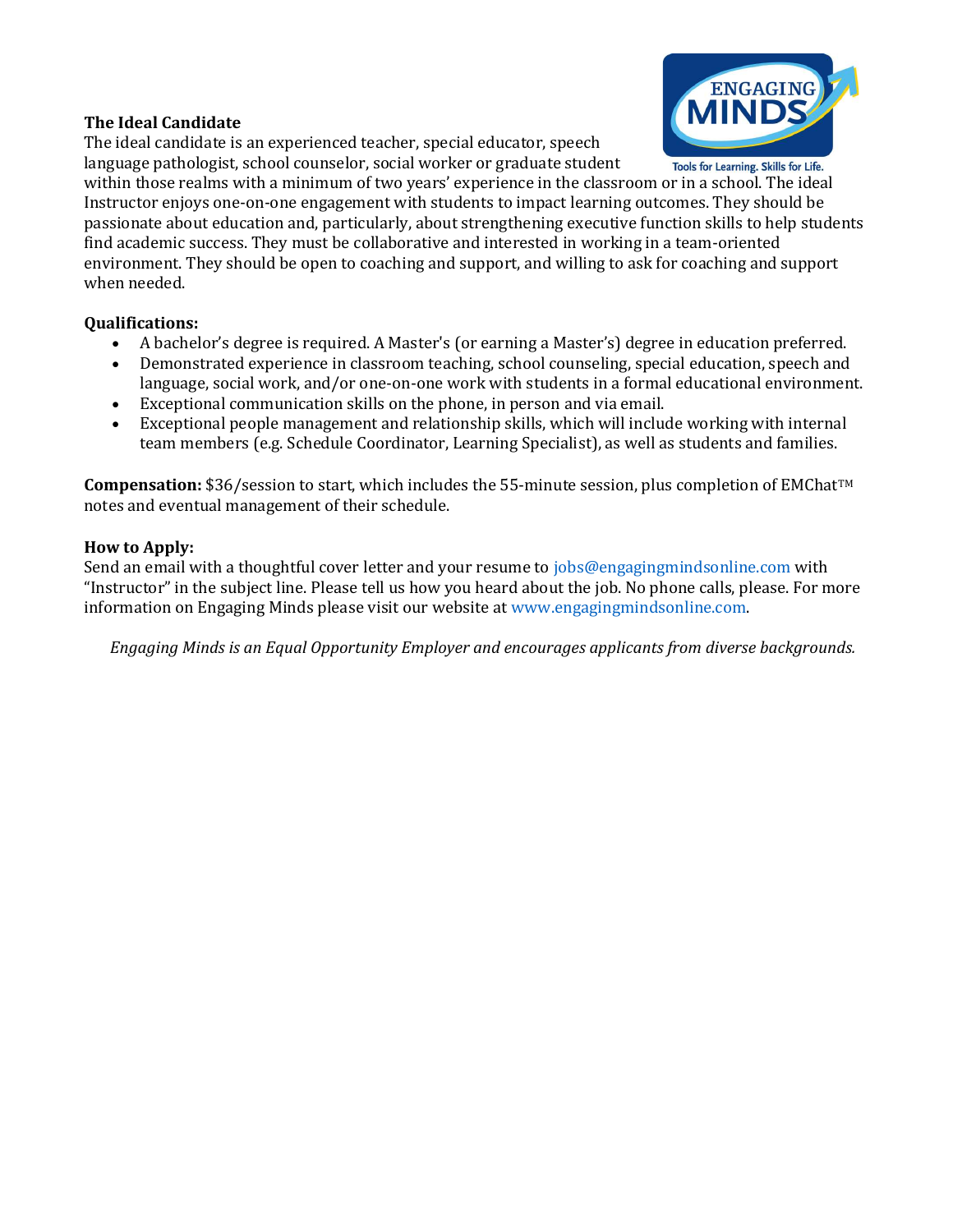**The Ideal Candidate**

The ideal candidate is an experienced teacher, special educator, speech language pathologist, school counselor, social worker or graduate student within those realms with a minimum of two years' experience in the classroom or in a school. The ideal Instructor enjoys one-on-one engagement with students to impact learning outcomes. They should be passionate about education and, particularly, about strengthening executive function skills to help students find academic success. They must be collaborative and interested in working in a team-oriented environment. They should be open to coaching and support, and willing to ask for coaching and support when needed.

**Qualifications:**

- A bachelor's degree is required. A Master's (or earning a Master's) degree in education preferred.
- Demonstrated experience in classroom teaching, school counseling, special education, speech and language, social work, and/or one-on-one work with students in a formal educational environment.
- Exceptional communication skills on the phone, in person and via email.
- Exceptional people management and relationship skills, which will include working with internal team members (e.g. Schedule Coordinator, Learning Specialist), as well as students and families.

**Compensation:** $36/session to start, which includes the 55-minute session, plus completion of EMChat™ notes and eventual management of their schedule.

**How to Apply:**

Send an email with a thoughtful cover letter and your resume to jobs@engagingmindsonline.com with "Instructor" in the subject line. Please tell us how you heard about the job. No phone calls, please. For more information on Engaging Minds please visit our website at www.engagingmindsonline.com.

*Engaging Minds is an Equal Opportunity Employer and encourages applicants from diverse backgrounds.*